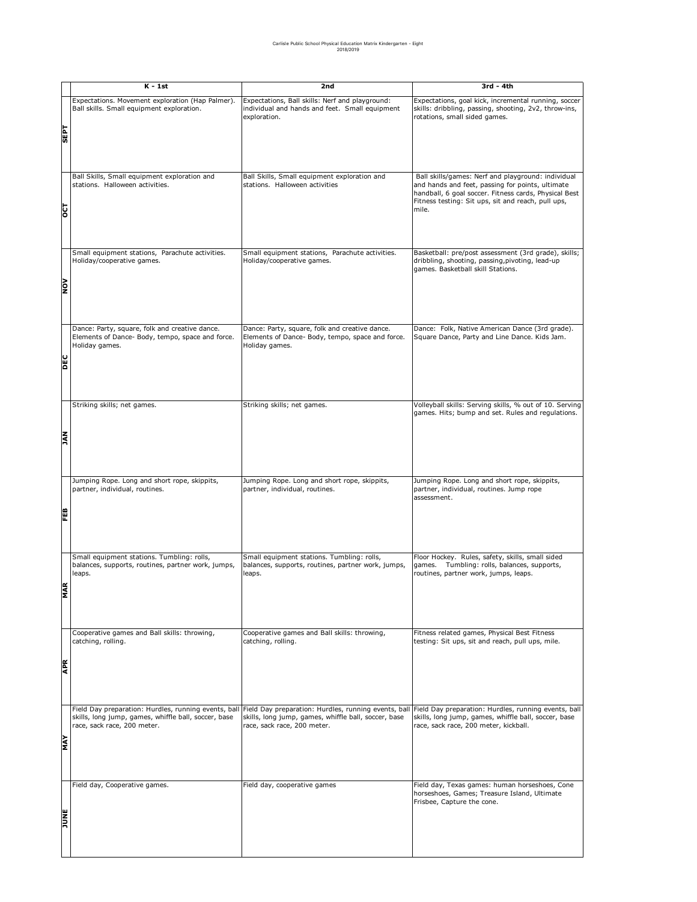Carlisle Public School Physical Education Matrix Kindergarten - Eight
2018/2019

| | K - 1st | 2nd | 3rd - 4th |
|---|---|---|---|
| SEPT | Expectations. Movement exploration (Hap Palmer). Ball skills. Small equipment exploration. | Expectations, Ball skills: Nerf and playground: individual and hands and feet. Small equipment exploration. | Expectations, goal kick, incremental running, soccer skills: dribbling, passing, shooting, 2v2, throw-ins, rotations, small sided games. |
| OCT | Ball Skills, Small equipment exploration and stations. Halloween activities. | Ball Skills, Small equipment exploration and stations. Halloween activities | Ball skills/games: Nerf and playground: individual and hands and feet, passing for points, ultimate handball, 6 goal soccer. Fitness cards, Physical Best Fitness testing: Sit ups, sit and reach, pull ups, mile. |
| NOV | Small equipment stations, Parachute activities. Holiday/cooperative games. | Small equipment stations, Parachute activities. Holiday/cooperative games. | Basketball: pre/post assessment (3rd grade), skills; dribbling, shooting, passing,pivoting, lead-up games. Basketball skill Stations. |
| DEC | Dance: Party, square, folk and creative dance. Elements of Dance- Body, tempo, space and force. Holiday games. | Dance: Party, square, folk and creative dance. Elements of Dance- Body, tempo, space and force. Holiday games. | Dance: Folk, Native American Dance (3rd grade). Square Dance, Party and Line Dance. Kids Jam. |
| JAN | Striking skills; net games. | Striking skills; net games. | Volleyball skills: Serving skills, % out of 10. Serving games. Hits; bump and set. Rules and regulations. |
| FEB | Jumping Rope. Long and short rope, skippits, partner, individual, routines. | Jumping Rope. Long and short rope, skippits, partner, individual, routines. | Jumping Rope. Long and short rope, skippits, partner, individual, routines. Jump rope assessment. |
| MAR | Small equipment stations. Tumbling: rolls, balances, supports, routines, partner work, jumps, leaps. | Small equipment stations. Tumbling: rolls, balances, supports, routines, partner work, jumps, leaps. | Floor Hockey. Rules, safety, skills, small sided games. Tumbling: rolls, balances, supports, routines, partner work, jumps, leaps. |
| APR | Cooperative games and Ball skills: throwing, catching, rolling. | Cooperative games and Ball skills: throwing, catching, rolling. | Fitness related games, Physical Best Fitness testing: Sit ups, sit and reach, pull ups, mile. |
| MAY | Field Day preparation: Hurdles, running events, ball skills, long jump, games, whiffle ball, soccer, base race, sack race, 200 meter. | Field Day preparation: Hurdles, running events, ball skills, long jump, games, whiffle ball, soccer, base race, sack race, 200 meter. | Field Day preparation: Hurdles, running events, ball skills, long jump, games, whiffle ball, soccer, base race, sack race, 200 meter, kickball. |
| JUNE | Field day, Cooperative games. | Field day, cooperative games | Field day, Texas games: human horseshoes, Cone horseshoes, Games; Treasure Island, Ultimate Frisbee, Capture the cone. |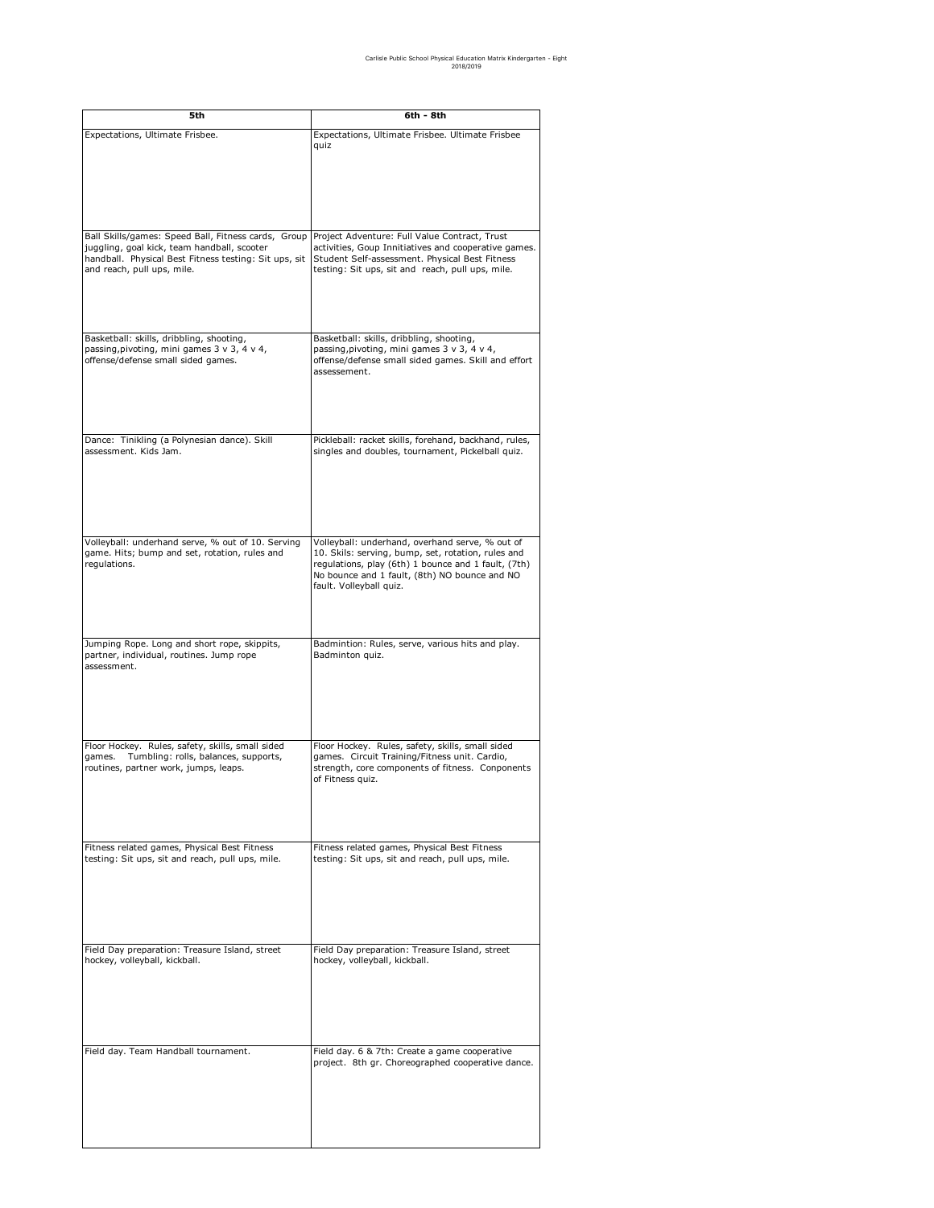Carlisle Public School Physical Education Matrix Kindergarten - Eight
2018/2019

| 5th | 6th - 8th |
|---|---|
| Expectations, Ultimate Frisbee. | Expectations, Ultimate Frisbee. Ultimate Frisbee quiz |
| Ball Skills/games: Speed Ball, Fitness cards, Group juggling, goal kick, team handball, scooter handball. Physical Best Fitness testing: Sit ups, sit and reach, pull ups, mile. | Project Adventure: Full Value Contract, Trust activities, Goup Innitiatives and cooperative games. Student Self-assessment. Physical Best Fitness testing: Sit ups, sit and reach, pull ups, mile. |
| Basketball: skills, dribbling, shooting, passing,pivoting, mini games 3 v 3, 4 v 4, offense/defense small sided games. | Basketball: skills, dribbling, shooting, passing,pivoting, mini games 3 v 3, 4 v 4, offense/defense small sided games. Skill and effort assessement. |
| Dance: Tinikling (a Polynesian dance). Skill assessment. Kids Jam. | Pickleball: racket skills, forehand, backhand, rules, singles and doubles, tournament, Pickelball quiz. |
| Volleyball: underhand serve, % out of 10. Serving game. Hits; bump and set, rotation, rules and regulations. | Volleyball: underhand, overhand serve, % out of 10. Skils: serving, bump, set, rotation, rules and regulations, play (6th) 1 bounce and 1 fault, (7th) No bounce and 1 fault, (8th) NO bounce and NO fault. Volleyball quiz. |
| Jumping Rope. Long and short rope, skippits, partner, individual, routines. Jump rope assessment. | Badmintion: Rules, serve, various hits and play. Badminton quiz. |
| Floor Hockey. Rules, safety, skills, small sided games. Tumbling: rolls, balances, supports, routines, partner work, jumps, leaps. | Floor Hockey. Rules, safety, skills, small sided games. Circuit Training/Fitness unit. Cardio, strength, core components of fitness. Conponents of Fitness quiz. |
| Fitness related games, Physical Best Fitness testing: Sit ups, sit and reach, pull ups, mile. | Fitness related games, Physical Best Fitness testing: Sit ups, sit and reach, pull ups, mile. |
| Field Day preparation: Treasure Island, street hockey, volleyball, kickball. | Field Day preparation: Treasure Island, street hockey, volleyball, kickball. |
| Field day. Team Handball tournament. | Field day. 6 & 7th: Create a game cooperative project. 8th gr. Choreographed cooperative dance. |